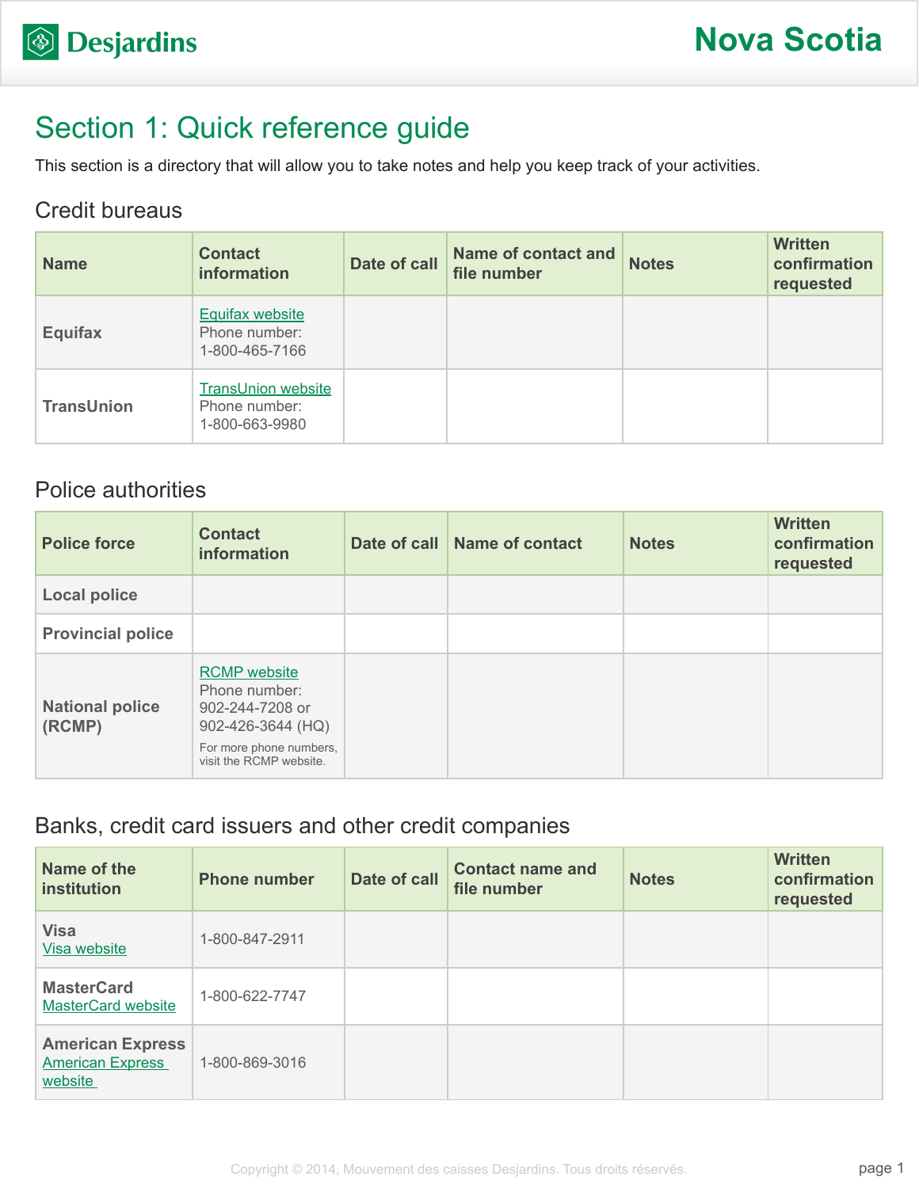# Section 1: Quick reference guide

This section is a directory that will allow you to take notes and help you keep track of your activities.

## Credit bureaus

| Name | Contact information | Date of call | Name of contact and file number | Notes | Written confirmation requested |
|---|---|---|---|---|---|
| **Equifax** | Equifax website<br>Phone number:<br>1-800-465-7166 | | | | |
| **TransUnion** | TransUnion website<br>Phone number:<br>1-800-663-9980 | | | | |

## Police authorities

| Police force | Contact information | Date of call | Name of contact | Notes | Written confirmation requested |
|---|---|---|---|---|---|
| **Local police** | | | | | |
| **Provincial police** | | | | | |
| **National police (RCMP)** | RCMP website<br>Phone number:<br>902-244-7208 or<br>902-426-3644 (HQ)<br>For more phone numbers, visit the RCMP website. | | | | |

## Banks, credit card issuers and other credit companies

| Name of the institution | Phone number | Date of call | Contact name and file number | Notes | Written confirmation requested |
|---|---|---|---|---|---|
| **Visa**<br>Visa website | 1-800-847-2911 | | | | |
| **MasterCard**<br>MasterCard website | 1-800-622-7747 | | | | |
| **American Express**<br>American Express website | 1-800-869-3016 | | | | |

Copyright © 2014, Mouvement des caisses Desjardins. Tous droits réservés.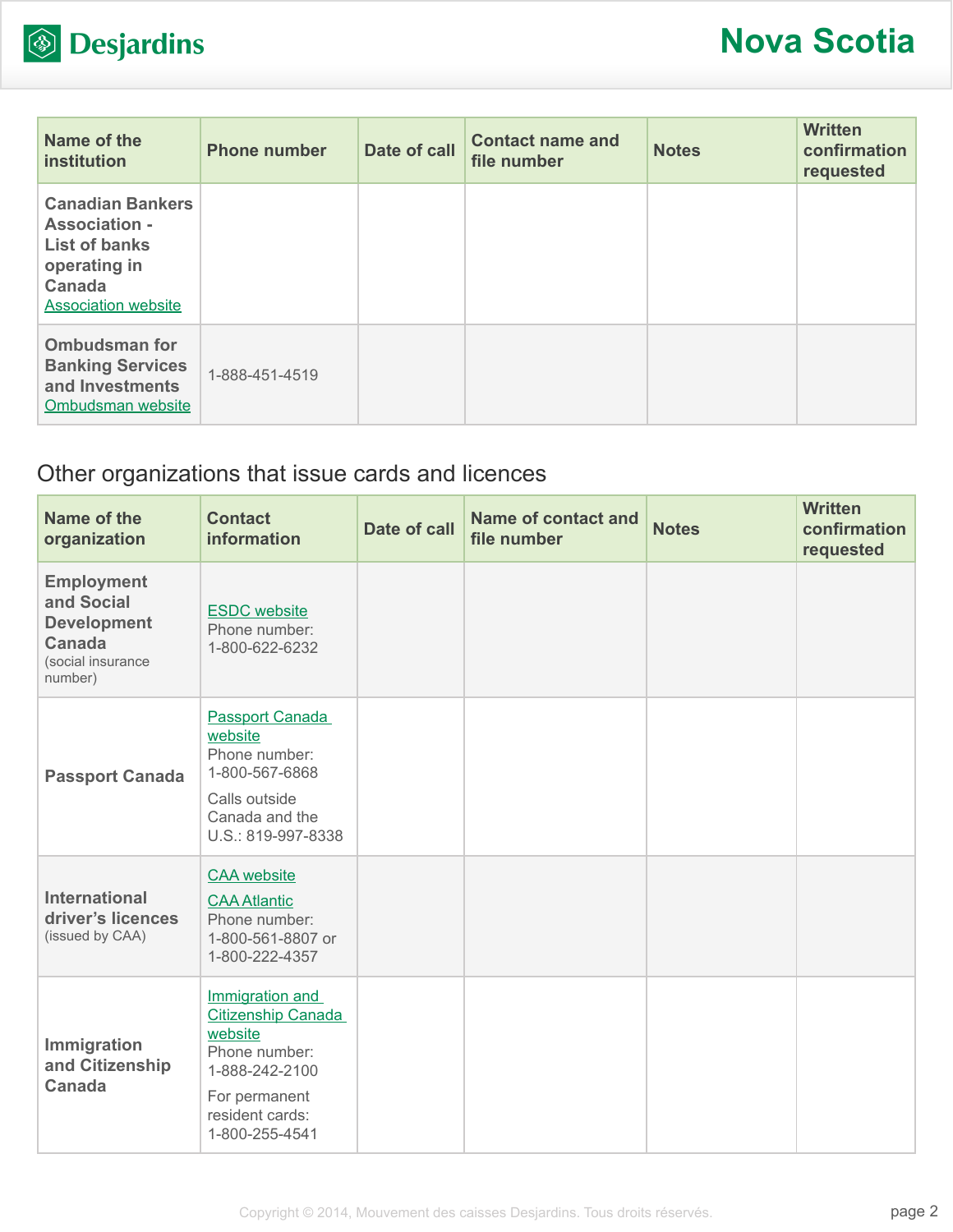| Name of the institution | Phone number | Date of call | Contact name and file number | Notes | Written confirmation requested |
|---|---|---|---|---|---|
| **Canadian Bankers Association - List of banks operating in Canada** Association website | | | | | |
| **Ombudsman for Banking Services and Investments** Ombudsman website | 1-888-451-4519 | | | | |

## Other organizations that issue cards and licences

| Name of the organization | Contact information | Date of call | Name of contact and file number | Notes | Written confirmation requested |
|---|---|---|---|---|---|
| **Employment and Social Development Canada** (social insurance number) | ESDC website Phone number: 1-800-622-6232 | | | | |
| **Passport Canada** | Passport Canada website Phone number: 1-800-567-6868 Calls outside Canada and the U.S.: 819-997-8338 | | | | |
| **International driver's licences** (issued by CAA) | CAA website CAA Atlantic Phone number: 1-800-561-8807 or 1-800-222-4357 | | | | |
| **Immigration and Citizenship Canada** | Immigration and Citizenship Canada website Phone number: 1-888-242-2100 For permanent resident cards: 1-800-255-4541 | | | | |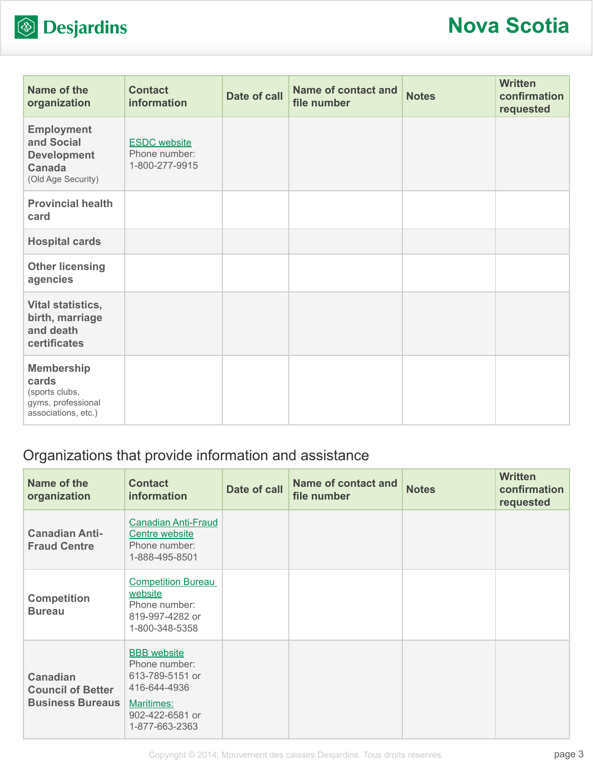| Name of the organization | Contact information | Date of call | Name of contact and file number | Notes | Written confirmation requested |
|---|---|---|---|---|---|
| **Employment and Social Development Canada** (Old Age Security) | ESDC website<br>Phone number: 1-800-277-9915 | | | | |
| **Provincial health card** | | | | | |
| **Hospital cards** | | | | | |
| **Other licensing agencies** | | | | | |
| **Vital statistics, birth, marriage and death certificates** | | | | | |
| **Membership cards** (sports clubs, gyms, professional associations, etc.) | | | | | |

## Organizations that provide information and assistance

| Name of the organization | Contact information | Date of call | Name of contact and file number | Notes | Written confirmation requested |
|---|---|---|---|---|---|
| **Canadian Anti-Fraud Centre** | Canadian Anti-Fraud Centre website<br>Phone number: 1-888-495-8501 | | | | |
| **Competition Bureau** | Competition Bureau website<br>Phone number: 819-997-4282 or 1-800-348-5358 | | | | |
| **Canadian Council of Better Business Bureaus** | BBB website<br>Phone number: 613-789-5151 or 416-644-4936<br>Maritimes: 902-422-6581 or 1-877-663-2363 | | | | |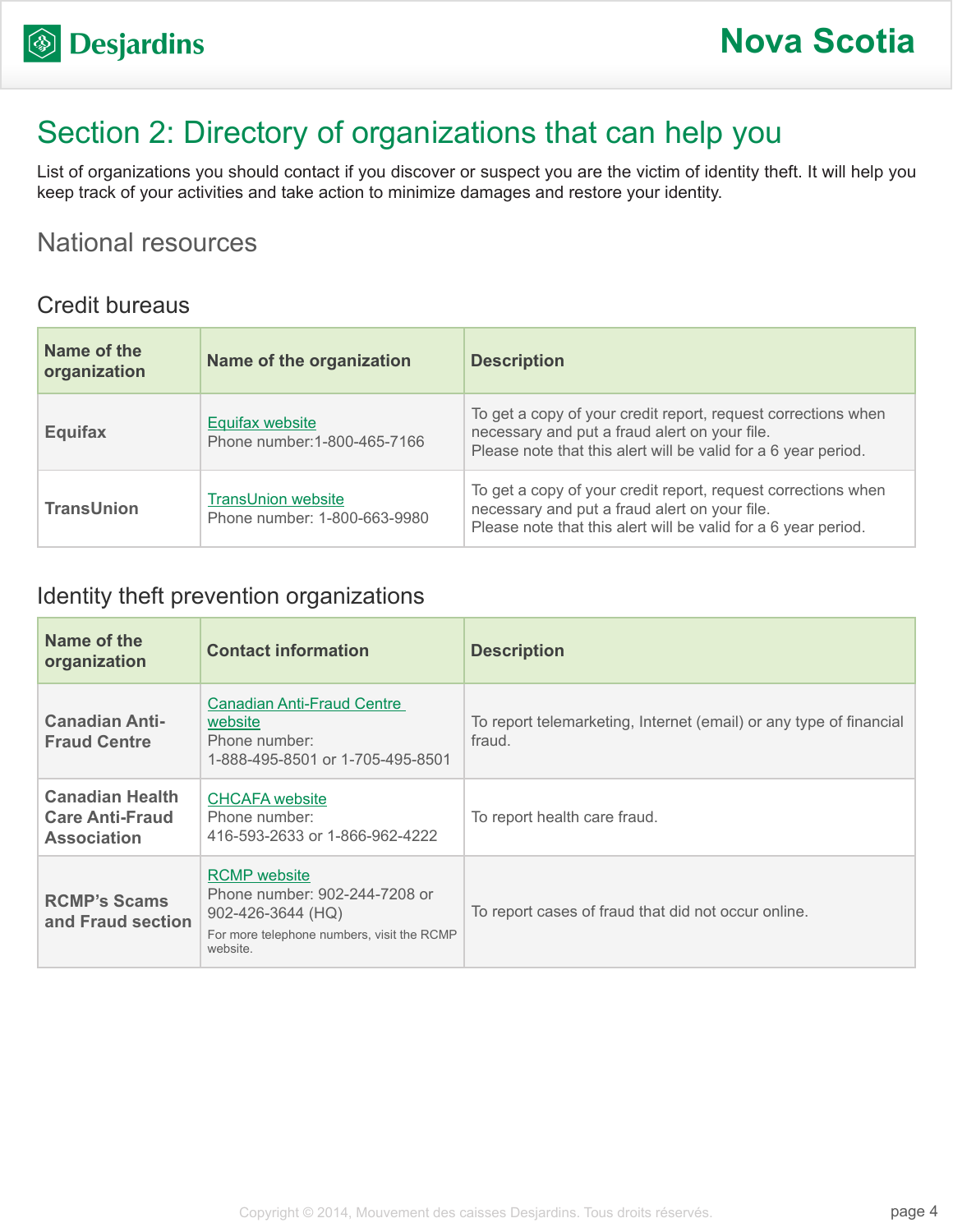# Section 2: Directory of organizations that can help you

List of organizations you should contact if you discover or suspect you are the victim of identity theft. It will help you keep track of your activities and take action to minimize damages and restore your identity.

## National resources

### Credit bureaus

| Name of the organization | Name of the organization | Description |
|---|---|---|
| **Equifax** | Equifax website<br>Phone number:1-800-465-7166 | To get a copy of your credit report, request corrections when necessary and put a fraud alert on your file.<br>Please note that this alert will be valid for a 6 year period. |
| **TransUnion** | TransUnion website<br>Phone number: 1-800-663-9980 | To get a copy of your credit report, request corrections when necessary and put a fraud alert on your file.<br>Please note that this alert will be valid for a 6 year period. |

### Identity theft prevention organizations

| Name of the organization | Contact information | Description |
|---|---|---|
| **Canadian Anti-Fraud Centre** | Canadian Anti-Fraud Centre website<br>Phone number:<br>1-888-495-8501 or 1-705-495-8501 | To report telemarketing, Internet (email) or any type of financial fraud. |
| **Canadian Health Care Anti-Fraud Association** | CHCAFA website<br>Phone number:<br>416-593-2633 or 1-866-962-4222 | To report health care fraud. |
| **RCMP's Scams and Fraud section** | RCMP website<br>Phone number: 902-244-7208 or 902-426-3644 (HQ)<br>For more telephone numbers, visit the RCMP website. | To report cases of fraud that did not occur online. |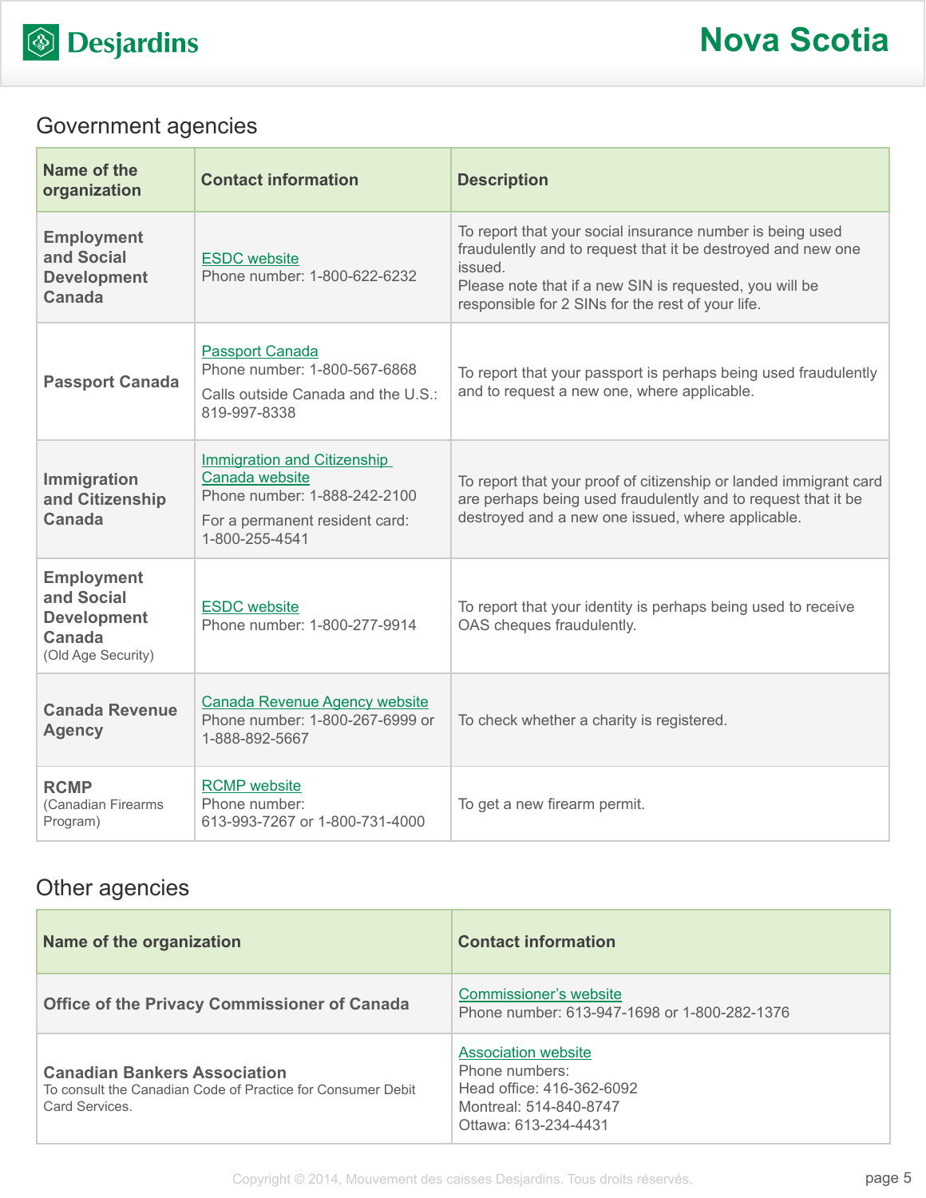## Government agencies

| Name of the organization | Contact information | Description |
|---|---|---|
| **Employment and Social Development Canada** | ESDC website<br>Phone number: 1-800-622-6232 | To report that your social insurance number is being used fraudulently and to request that it be destroyed and new one issued.<br>Please note that if a new SIN is requested, you will be responsible for 2 SINs for the rest of your life. |
| **Passport Canada** | Passport Canada<br>Phone number: 1-800-567-6868<br>Calls outside Canada and the U.S.: 819-997-8338 | To report that your passport is perhaps being used fraudulently and to request a new one, where applicable. |
| **Immigration and Citizenship Canada** | Immigration and Citizenship Canada website<br>Phone number: 1-888-242-2100<br>For a permanent resident card: 1-800-255-4541 | To report that your proof of citizenship or landed immigrant card are perhaps being used fraudulently and to request that it be destroyed and a new one issued, where applicable. |
| **Employment and Social Development Canada** (Old Age Security) | ESDC website<br>Phone number: 1-800-277-9914 | To report that your identity is perhaps being used to receive OAS cheques fraudulently. |
| **Canada Revenue Agency** | Canada Revenue Agency website<br>Phone number: 1-800-267-6999 or 1-888-892-5667 | To check whether a charity is registered. |
| **RCMP** (Canadian Firearms Program) | RCMP website<br>Phone number: 613-993-7267 or 1-800-731-4000 | To get a new firearm permit. |

## Other agencies

| Name of the organization | Contact information |
|---|---|
| **Office of the Privacy Commissioner of Canada** | Commissioner's website<br>Phone number: 613-947-1698 or 1-800-282-1376 |
| **Canadian Bankers Association**<br>To consult the Canadian Code of Practice for Consumer Debit Card Services. | Association website<br>Phone numbers:<br>Head office: 416-362-6092<br>Montreal: 514-840-8747<br>Ottawa: 613-234-4431 |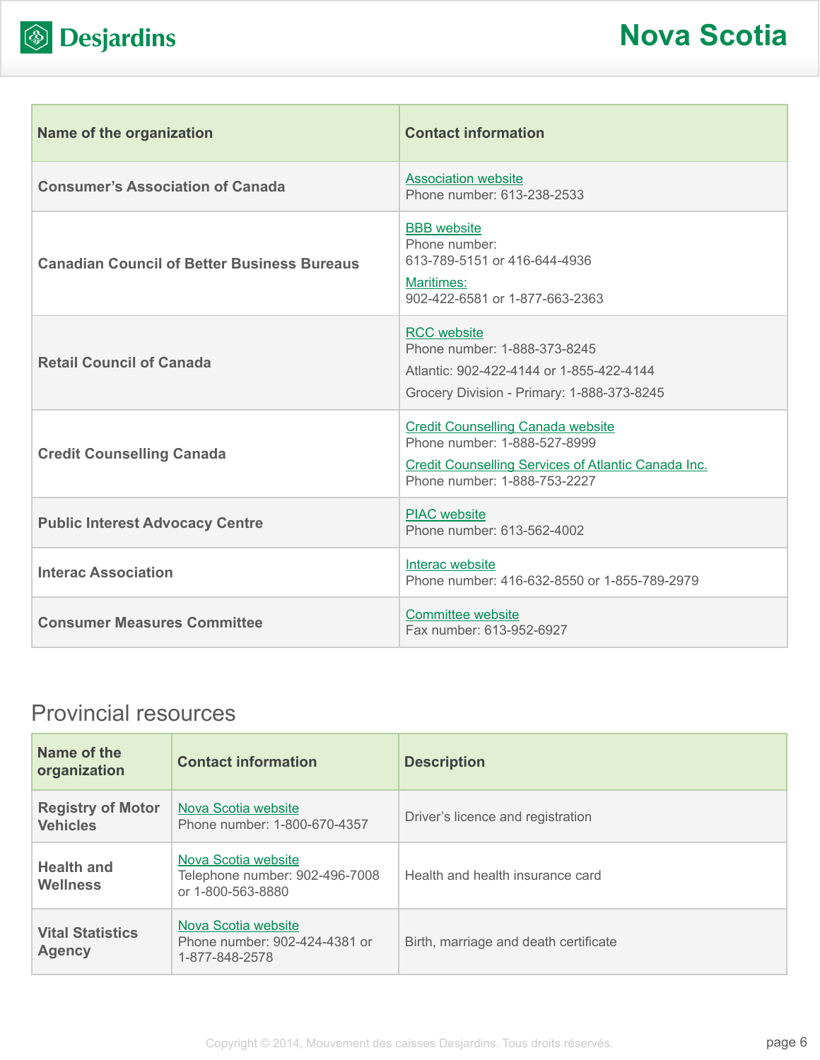| Name of the organization | Contact information |
|---|---|
| **Consumer's Association of Canada** | Association website<br>Phone number: 613-238-2533 |
| **Canadian Council of Better Business Bureaus** | BBB website<br>Phone number:<br>613-789-5151 or 416-644-4936<br>Maritimes:<br>902-422-6581 or 1-877-663-2363 |
| **Retail Council of Canada** | RCC website<br>Phone number: 1-888-373-8245<br>Atlantic: 902-422-4144 or 1-855-422-4144<br>Grocery Division - Primary: 1-888-373-8245 |
| **Credit Counselling Canada** | Credit Counselling Canada website<br>Phone number: 1-888-527-8999<br>Credit Counselling Services of Atlantic Canada Inc.<br>Phone number: 1-888-753-2227 |
| **Public Interest Advocacy Centre** | PIAC website<br>Phone number: 613-562-4002 |
| **Interac Association** | Interac website<br>Phone number: 416-632-8550 or 1-855-789-2979 |
| **Consumer Measures Committee** | Committee website<br>Fax number: 613-952-6927 |

## Provincial resources

| Name of the organization | Contact information | Description |
|---|---|---|
| **Registry of Motor Vehicles** | Nova Scotia website<br>Phone number: 1-800-670-4357 | Driver's licence and registration |
| **Health and Wellness** | Nova Scotia website<br>Telephone number: 902-496-7008 or 1-800-563-8880 | Health and health insurance card |
| **Vital Statistics Agency** | Nova Scotia website<br>Phone number: 902-424-4381 or 1-877-848-2578 | Birth, marriage and death certificate |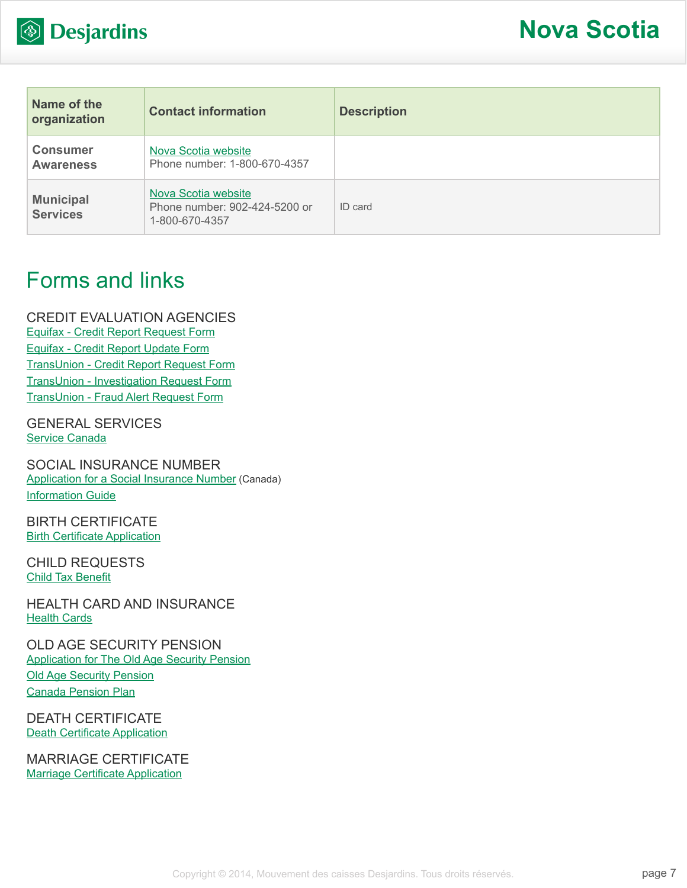| Name of the organization | Contact information | Description |
| --- | --- | --- |
| Consumer Awareness | Nova Scotia website<br>Phone number: 1-800-670-4357 | |
| Municipal Services | Nova Scotia website<br>Phone number: 902-424-5200 or 1-800-670-4357 | ID card |

## Forms and links

### CREDIT EVALUATION AGENCIES

Equifax - Credit Report Request Form
Equifax - Credit Report Update Form
TransUnion - Credit Report Request Form
TransUnion - Investigation Request Form
TransUnion - Fraud Alert Request Form

### GENERAL SERVICES

Service Canada

### SOCIAL INSURANCE NUMBER

Application for a Social Insurance Number (Canada)
Information Guide

### BIRTH CERTIFICATE

Birth Certificate Application

### CHILD REQUESTS

Child Tax Benefit

### HEALTH CARD AND INSURANCE

Health Cards

### OLD AGE SECURITY PENSION

Application for The Old Age Security Pension
Old Age Security Pension
Canada Pension Plan

### DEATH CERTIFICATE

Death Certificate Application

### MARRIAGE CERTIFICATE

Marriage Certificate Application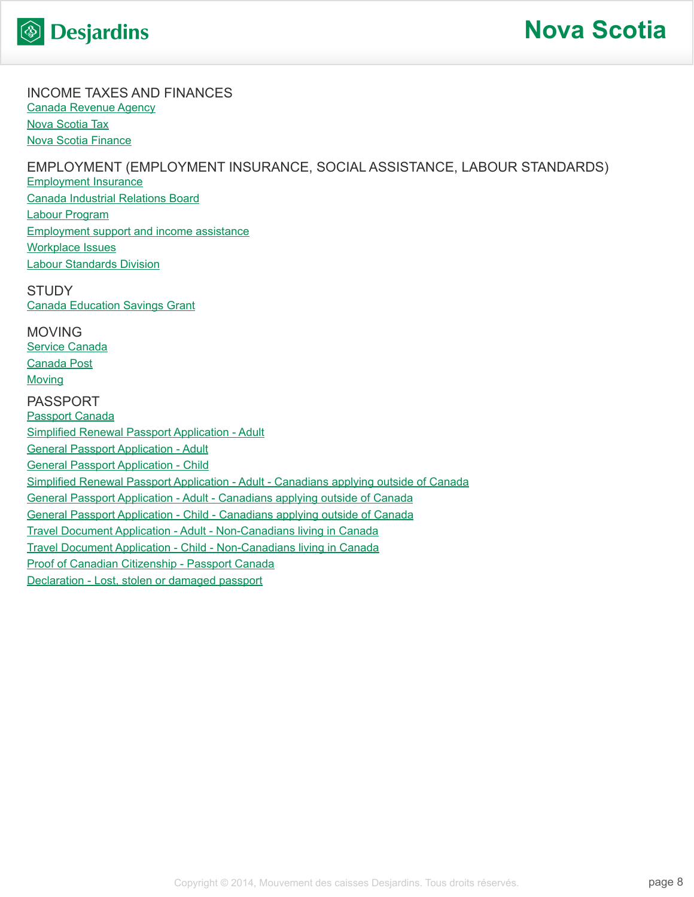## INCOME TAXES AND FINANCES

Canada Revenue Agency

Nova Scotia Tax

Nova Scotia Finance

## EMPLOYMENT (EMPLOYMENT INSURANCE, SOCIAL ASSISTANCE, LABOUR STANDARDS)

Employment Insurance

Canada Industrial Relations Board

Labour Program

Employment support and income assistance

Workplace Issues

Labour Standards Division

## STUDY

Canada Education Savings Grant

## MOVING

Service Canada

Canada Post

Moving

## PASSPORT

Passport Canada

Simplified Renewal Passport Application - Adult

General Passport Application - Adult

General Passport Application - Child

Simplified Renewal Passport Application - Adult - Canadians applying outside of Canada

General Passport Application - Adult - Canadians applying outside of Canada

General Passport Application - Child - Canadians applying outside of Canada

Travel Document Application - Adult - Non-Canadians living in Canada

Travel Document Application - Child - Non-Canadians living in Canada

Proof of Canadian Citizenship - Passport Canada

Declaration - Lost, stolen or damaged passport